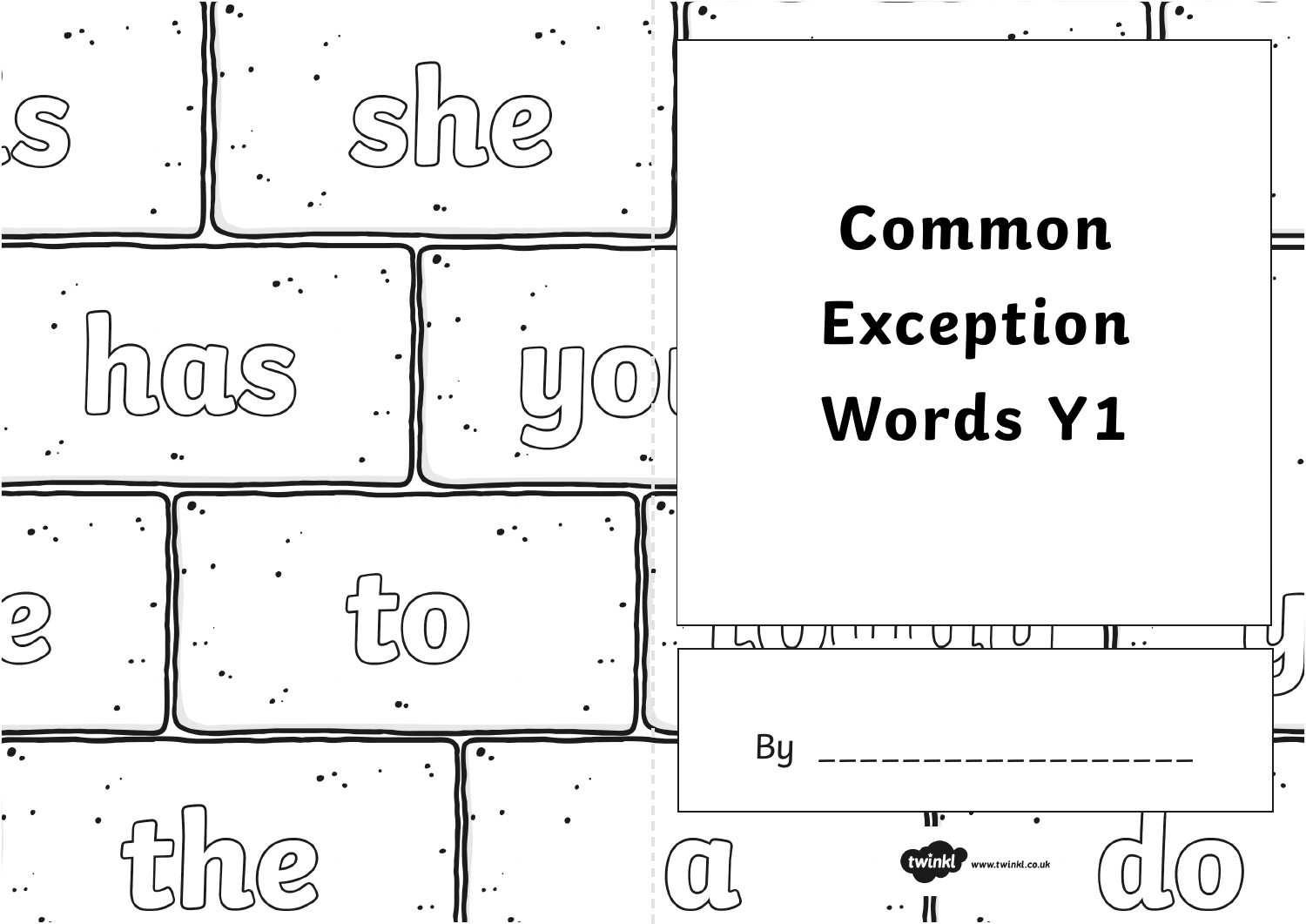# Common Exception Words Y1

By _________________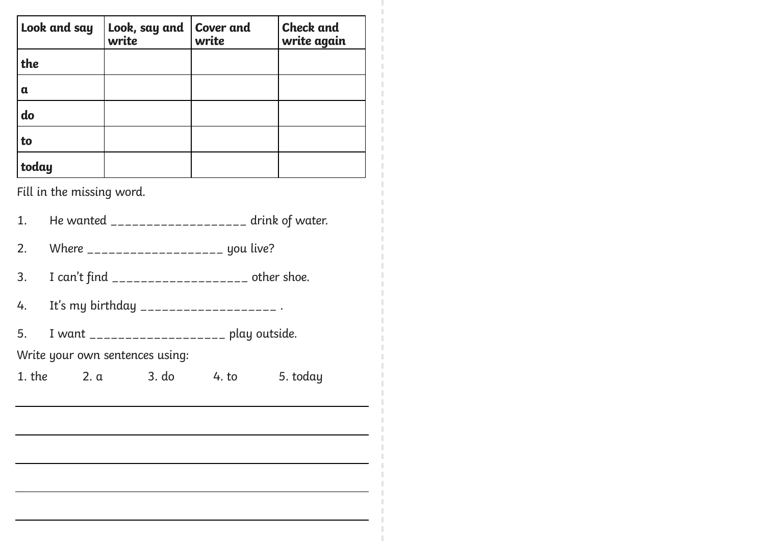| Look and say | Look, say and write | Cover and write | Check and write again |
|---|---|---|---|
| **the** | | | |
| **a** | | | |
| **do** | | | |
| **to** | | | |
| **today** | | | |

Fill in the missing word.

1. He wanted __________________ drink of water.
2. Where __________________ you live?
3. I can't find __________________ other shoe.
4. It's my birthday __________________ .
5. I want __________________ play outside.

Write your own sentences using:

1. the 2. a 3. do 4. to 5. today

______________________________________________

______________________________________________

______________________________________________

______________________________________________

______________________________________________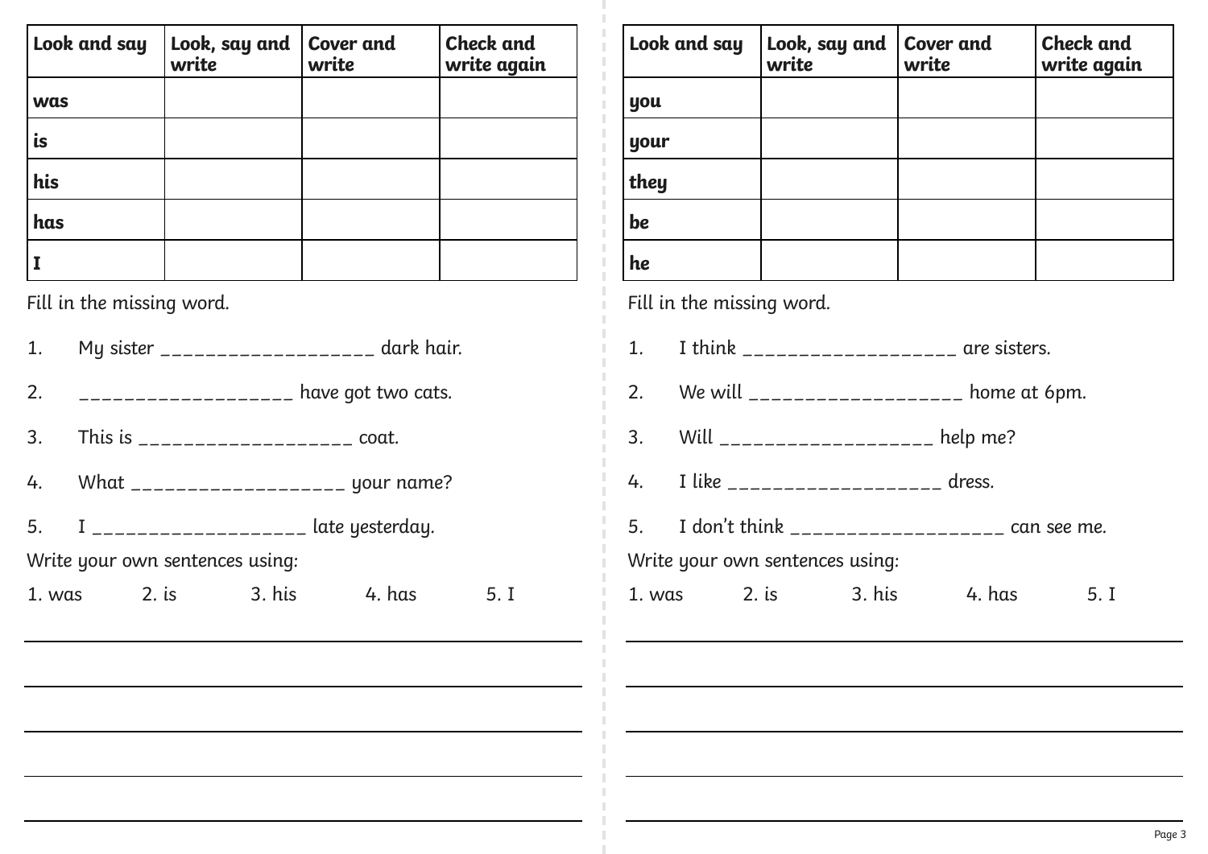| Look and say | Look, say and write | Cover and write | Check and write again |
|---|---|---|---|
| **was** | | | |
| **is** | | | |
| **his** | | | |
| **has** | | | |
| **I** | | | |

Fill in the missing word.

1. My sister ___________________ dark hair.
2. ___________________ have got two cats.
3. This is ___________________ coat.
4. What ___________________ your name?
5. I ___________________ late yesterday.

Write your own sentences using:

1. was 2. is 3. his 4. has 5. I

_______________________________________________

_______________________________________________

_______________________________________________

_______________________________________________

_______________________________________________

| Look and say | Look, say and write | Cover and write | Check and write again |
|---|---|---|---|
| **you** | | | |
| **your** | | | |
| **they** | | | |
| **be** | | | |
| **he** | | | |

Fill in the missing word.

1. I think ___________________ are sisters.
2. We will ___________________ home at 6pm.
3. Will ___________________ help me?
4. I like ___________________ dress.
5. I don't think ___________________ can see me.

Write your own sentences using:

1. was 2. is 3. his 4. has 5. I

_______________________________________________

_______________________________________________

_______________________________________________

_______________________________________________

_______________________________________________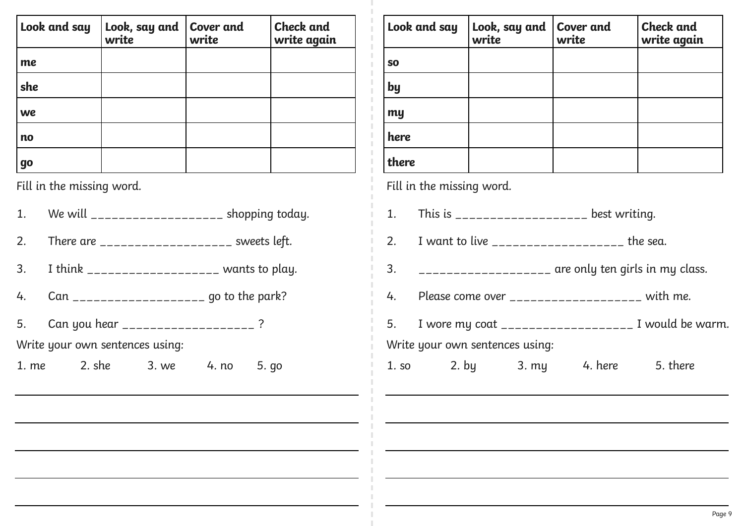| Look and say | Look, say and write | Cover and write | Check and write again |
| --- | --- | --- | --- |
| **me** | | | |
| **she** | | | |
| **we** | | | |
| **no** | | | |
| **go** | | | |

Fill in the missing word.

1. We will ___________________ shopping today.
2. There are ___________________ sweets left.
3. I think ___________________ wants to play.
4. Can ___________________ go to the park?
5. Can you hear ___________________ ?

Write your own sentences using:

1. me 2. she 3. we 4. no 5. go

| Look and say | Look, say and write | Cover and write | Check and write again |
| --- | --- | --- | --- |
| **so** | | | |
| **by** | | | |
| **my** | | | |
| **here** | | | |
| **there** | | | |

Fill in the missing word.

1. This is ___________________ best writing.
2. I want to live ___________________ the sea.
3. ___________________ are only ten girls in my class.
4. Please come over ___________________ with me.
5. I wore my coat ___________________ I would be warm.

Write your own sentences using:

1. so 2. by 3. my 4. here 5. there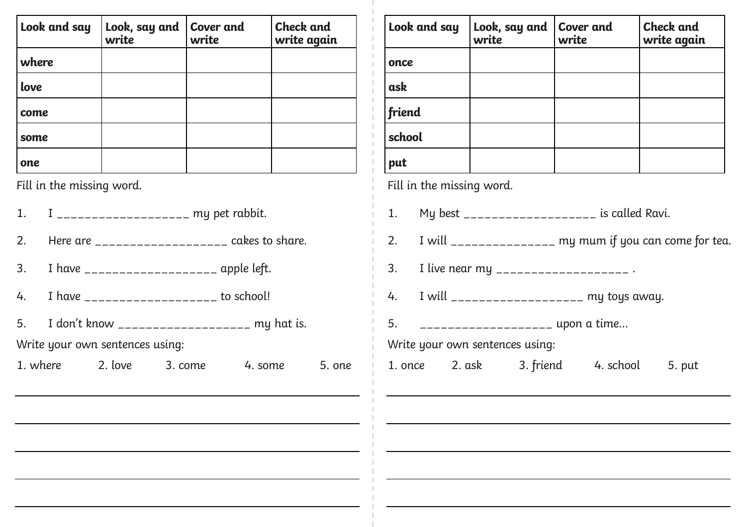| Look and say | Look, say and write | Cover and write | Check and write again |
| --- | --- | --- | --- |
| **where** | | | |
| **love** | | | |
| **come** | | | |
| **some** | | | |
| **one** | | | |

Fill in the missing word.

1. I ___________________ my pet rabbit.
2. Here are ___________________ cakes to share.
3. I have ___________________ apple left.
4. I have ___________________ to school!
5. I don't know ___________________ my hat is.

Write your own sentences using:

1. where   2. love   3. come   4. some   5. one

______________________________________________

______________________________________________

______________________________________________

______________________________________________

______________________________________________

| Look and say | Look, say and write | Cover and write | Check and write again |
| --- | --- | --- | --- |
| **once** | | | |
| **ask** | | | |
| **friend** | | | |
| **school** | | | |
| **put** | | | |

Fill in the missing word.

1. My best ___________________ is called Ravi.
2. I will _______________ my mum if you can come for tea.
3. I live near my ___________________ .
4. I will ___________________ my toys away.
5. ___________________ upon a time...

Write your own sentences using:

1. once   2. ask   3. friend   4. school   5. put

______________________________________________

______________________________________________

______________________________________________

______________________________________________

______________________________________________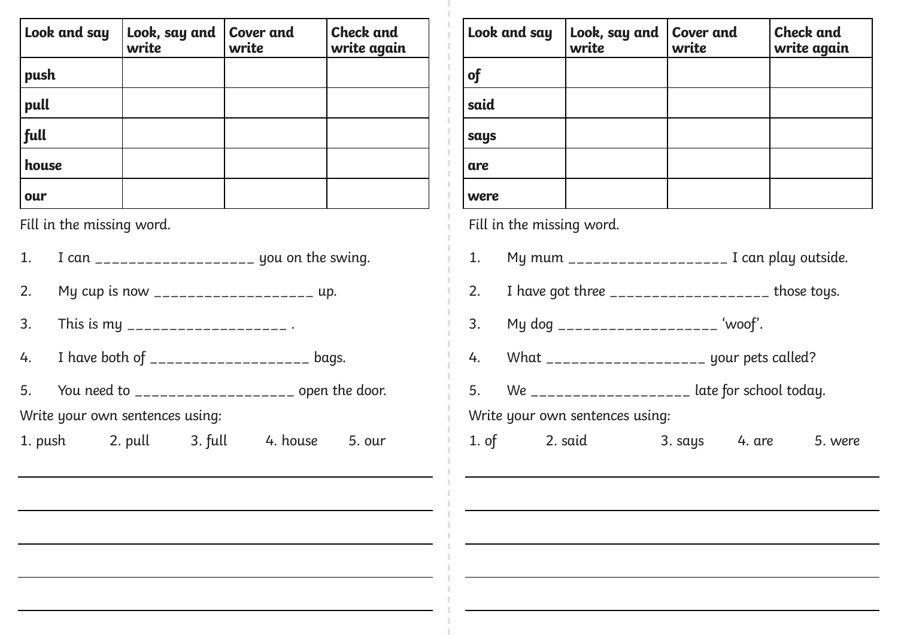| Look and say | Look, say and write | Cover and write | Check and write again |
|---|---|---|---|
| **push** | | | |
| **pull** | | | |
| **full** | | | |
| **house** | | | |
| **our** | | | |

Fill in the missing word.

1. I can ___________________ you on the swing.
2. My cup is now ___________________ up.
3. This is my ___________________ .
4. I have both of ___________________ bags.
5. You need to ___________________ open the door.

Write your own sentences using:

1. push 2. pull 3. full 4. house 5. our

___________________________________________

___________________________________________

___________________________________________

___________________________________________

___________________________________________

| Look and say | Look, say and write | Cover and write | Check and write again |
|---|---|---|---|
| **of** | | | |
| **said** | | | |
| **says** | | | |
| **are** | | | |
| **were** | | | |

Fill in the missing word.

1. My mum ___________________ I can play outside.
2. I have got three ___________________ those toys.
3. My dog ___________________ 'woof'.
4. What ___________________ your pets called?
5. We ___________________ late for school today.

Write your own sentences using:

1. of 2. said 3. says 4. are 5. were

___________________________________________

___________________________________________

___________________________________________

___________________________________________

___________________________________________